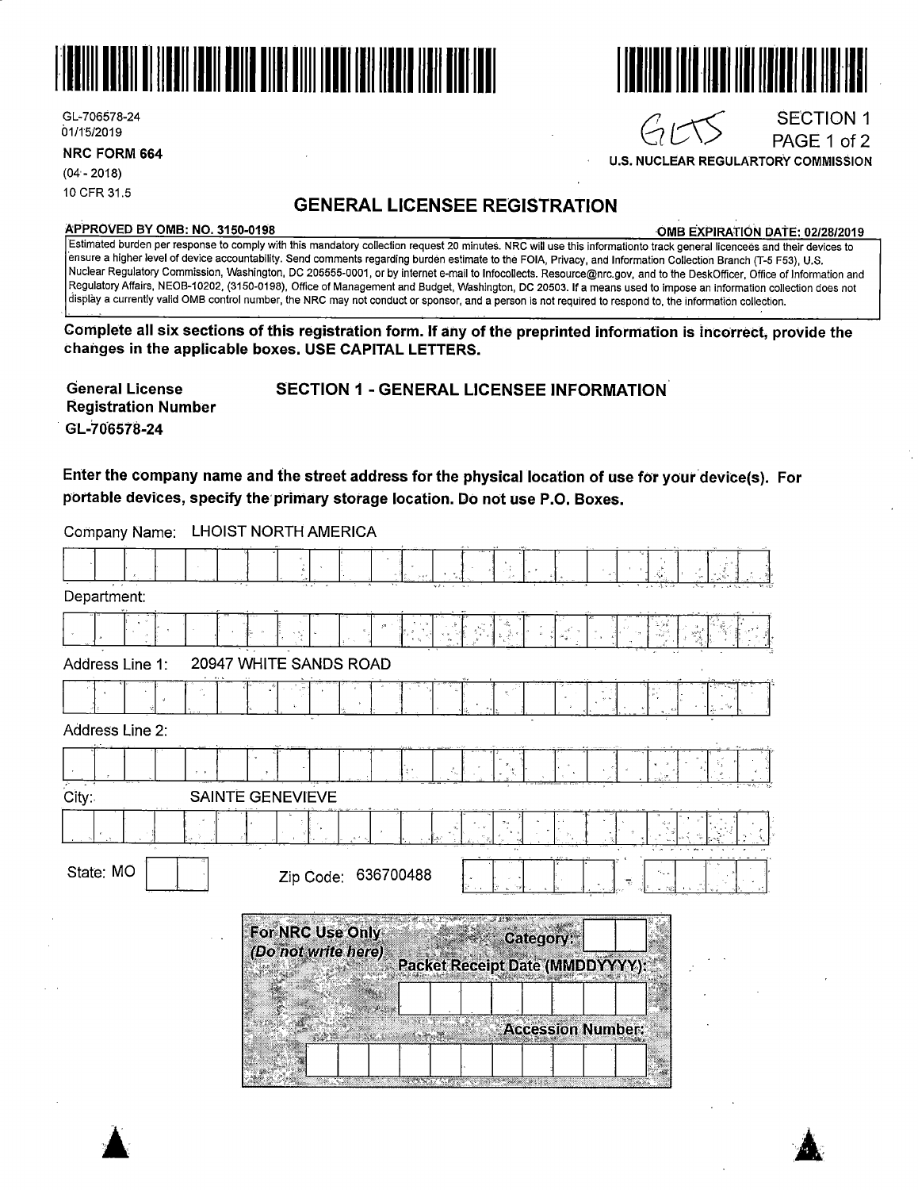GL-706578-24
01/15/2019

**NRC FORM 664**
(04 - 2018)
10 CFR 31.5

GLTS

SECTION 1
PAGE 1 of 2
**U.S. NUCLEAR REGULARTORY COMMISSION**

# GENERAL LICENSEE REGISTRATION

**APPROVED BY OMB: NO. 3150-0198** **OMB EXPIRATION DATE: 02/28/2019**

Estimated burden per response to comply with this mandatory collection request 20 minutes. NRC will use this informationto track general licencees and their devices to ensure a higher level of device accountability. Send comments regarding burden estimate to the FOIA, Privacy, and Information Collection Branch (T-5 F53), U.S. Nuclear Regulatory Commission, Washington, DC 205555-0001, or by internet e-mail to Infocollects. Resource@nrc.gov, and to the DeskOfficer, Office of Information and Regulatory Affairs, NEOB-10202, (3150-0198), Office of Management and Budget, Washington, DC 20503. If a means used to impose an information collection does not display a currently valid OMB control number, the NRC may not conduct or sponsor, and a person is not required to respond to, the information collection.

**Complete all six sections of this registration form. If any of the preprinted information is incorrect, provide the changes in the applicable boxes. USE CAPITAL LETTERS.**

**General License Registration Number**
**GL-706578-24**

## SECTION 1 - GENERAL LICENSEE INFORMATION

**Enter the company name and the street address for the physical location of use for your device(s). For portable devices, specify the primary storage location. Do not use P.O. Boxes.**

Company Name: LHOIST NORTH AMERICA

Department:

Address Line 1: 20947 WHITE SANDS ROAD

Address Line 2:

City: SAINTE GENEVIEVE

State: MO

Zip Code: 636700488

**For NRC Use Only**
***(Do not write here)***

**Category:**

**Packet Receipt Date (MMDDYYYY):**

**Accession Number:**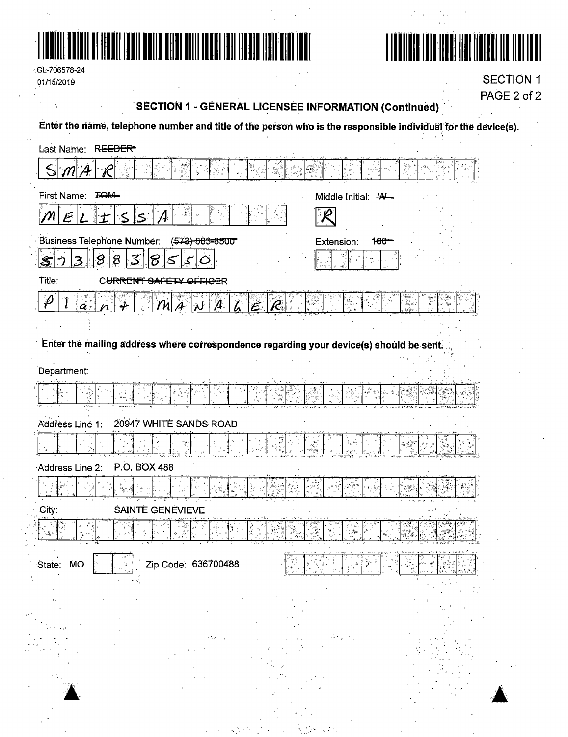GL-706578-24
01/15/2019

SECTION 1
PAGE 2 of 2

## SECTION 1 - GENERAL LICENSEE INFORMATION (Continued)

**Enter the name, telephone number and title of the person who is the responsible individual for the device(s).**

Last Name: ~~REEDER~~

SMAR

First Name: ~~TOM~~

MELISSA

Middle Initial: ~~W~~

R

Business Telephone Number: ~~(573) 883-8500~~

5738838550

Extension: ~~100~~

Title: ~~CURRENT SAFETY OFFICER~~

Plant MANAGER

**Enter the mailing address where correspondence regarding your device(s) should be sent.**

Department:

Address Line 1: 20947 WHITE SANDS ROAD

Address Line 2: P.O. BOX 488

City: SAINTE GENEVIEVE

State: MO

Zip Code: 636700488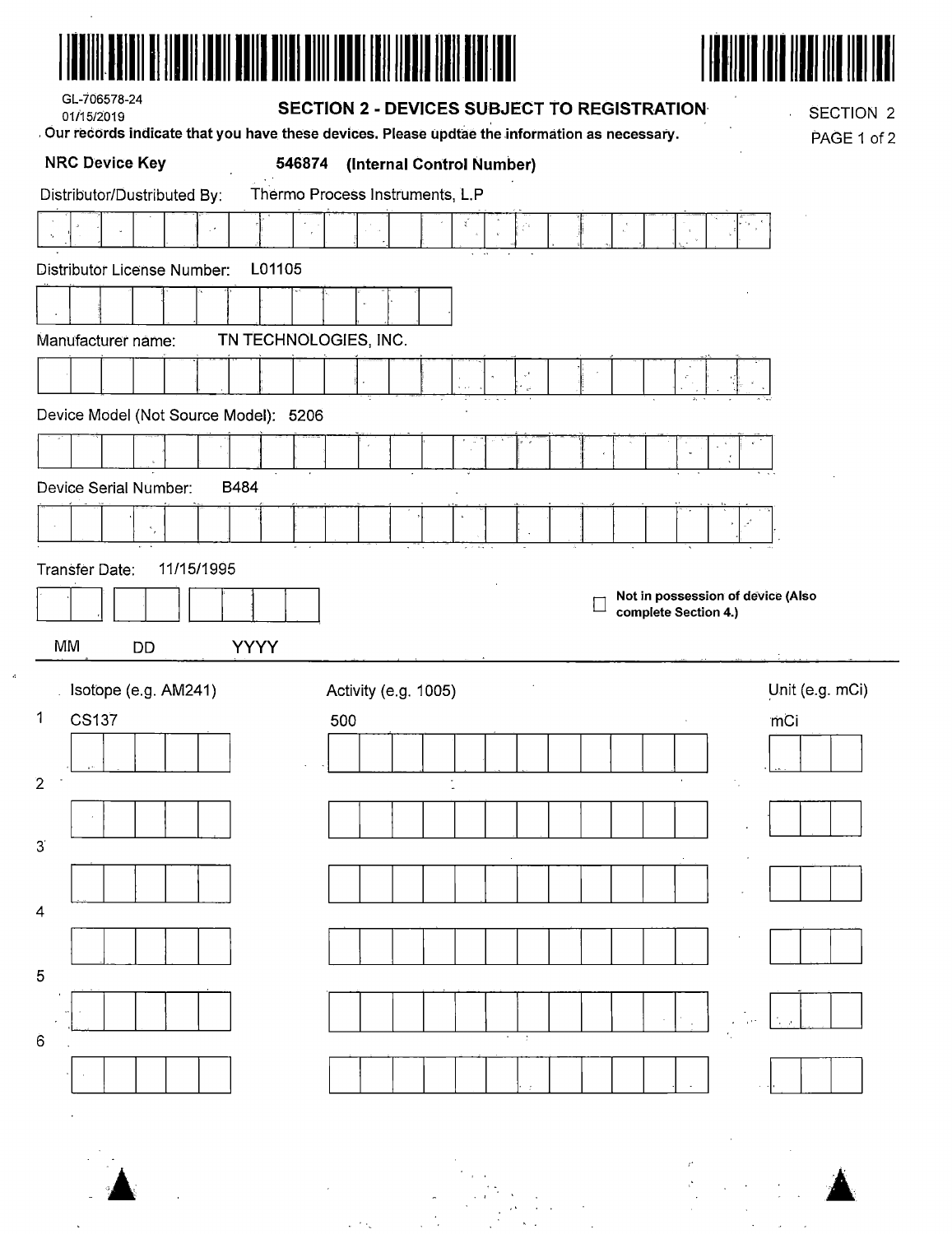GL-706578-24
01/15/2019

## SECTION 2 - DEVICES SUBJECT TO REGISTRATION

SECTION 2

**Our records indicate that you have these devices. Please updtae the information as necessary.**

**NRC Device Key** **546874 (Internal Control Number)**

Distributor/Dustributed By: Thermo Process Instruments, L.P

Distributor License Number: L01105

Manufacturer name: TN TECHNOLOGIES, INC.

Device Model (Not Source Model): 5206

Device Serial Number: B484

Transfer Date: 11/15/1995

MM DD YYYY

☐ **Not in possession of device (Also complete Section 4.)**

| | Isotope (e.g. AM241) | Activity (e.g. 1005) | Unit (e.g. mCi) |
|---|---|---|---|
| 1 | CS137 | 500 | mCi |
| 2 | | | |
| 3 | | | |
| 4 | | | |
| 5 | | | |
| 6 | | | |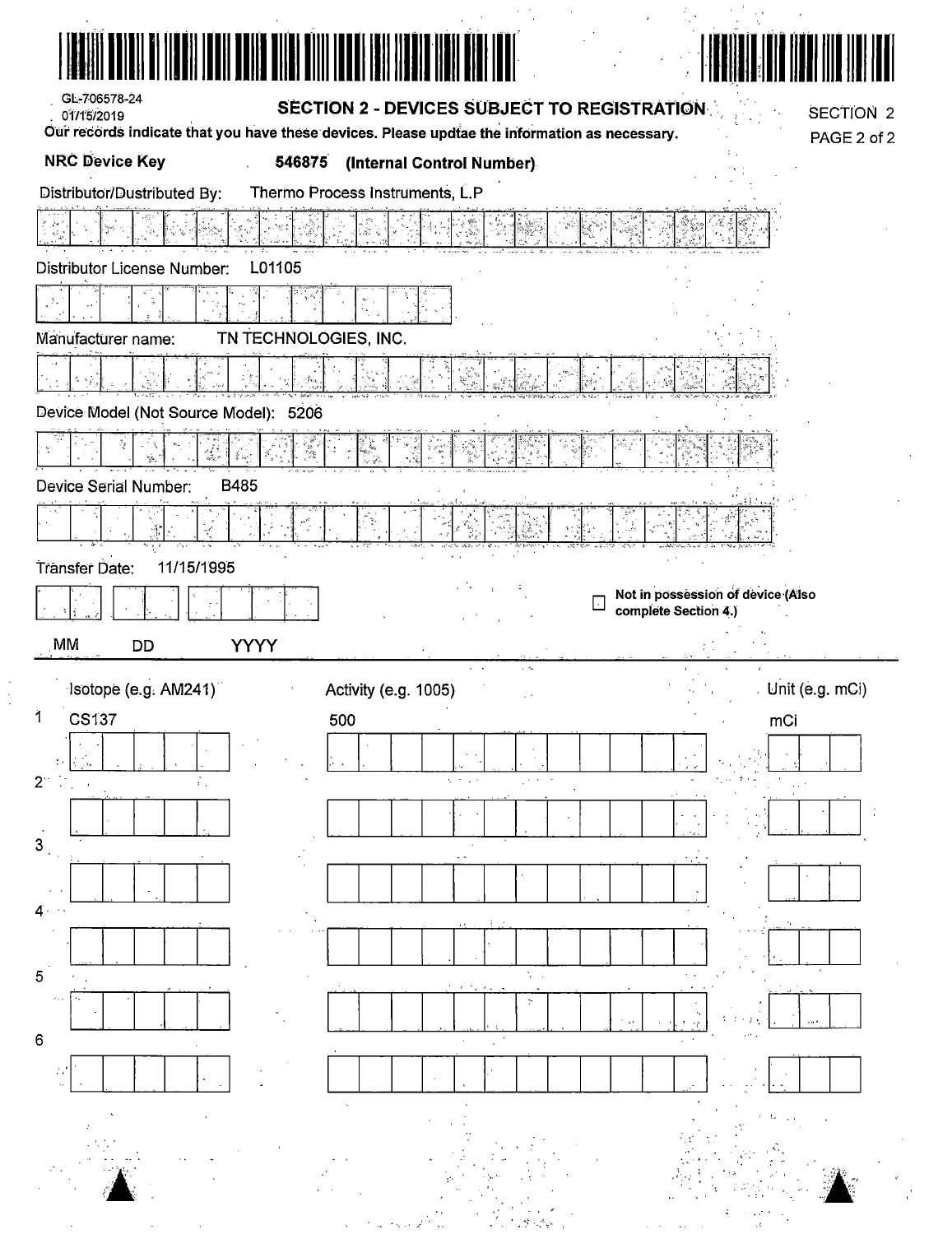GL-706578-24
01/15/2019

## SECTION 2 - DEVICES SUBJECT TO REGISTRATION

SECTION 2

Our records indicate that you have these devices. Please updtae the information as necessary.

**NRC Device Key** **546875 (Internal Control Number)**

Distributor/Dustributed By: Thermo Process Instruments, L.P

Distributor License Number: L01105

Manufacturer name: TN TECHNOLOGIES, INC.

Device Model (Not Source Model): 5206

Device Serial Number: B485

Transfer Date: 11/15/1995

MM DD YYYY

☐ **Not in possession of device (Also complete Section 4.)**

| | Isotope (e.g. AM241) | Activity (e.g. 1005) | Unit (e.g. mCi) |
|---|---|---|---|
| 1 | CS137 | 500 | mCi |
| 2 | | | |
| 3 | | | |
| 4 | | | |
| 5 | | | |
| 6 | | | |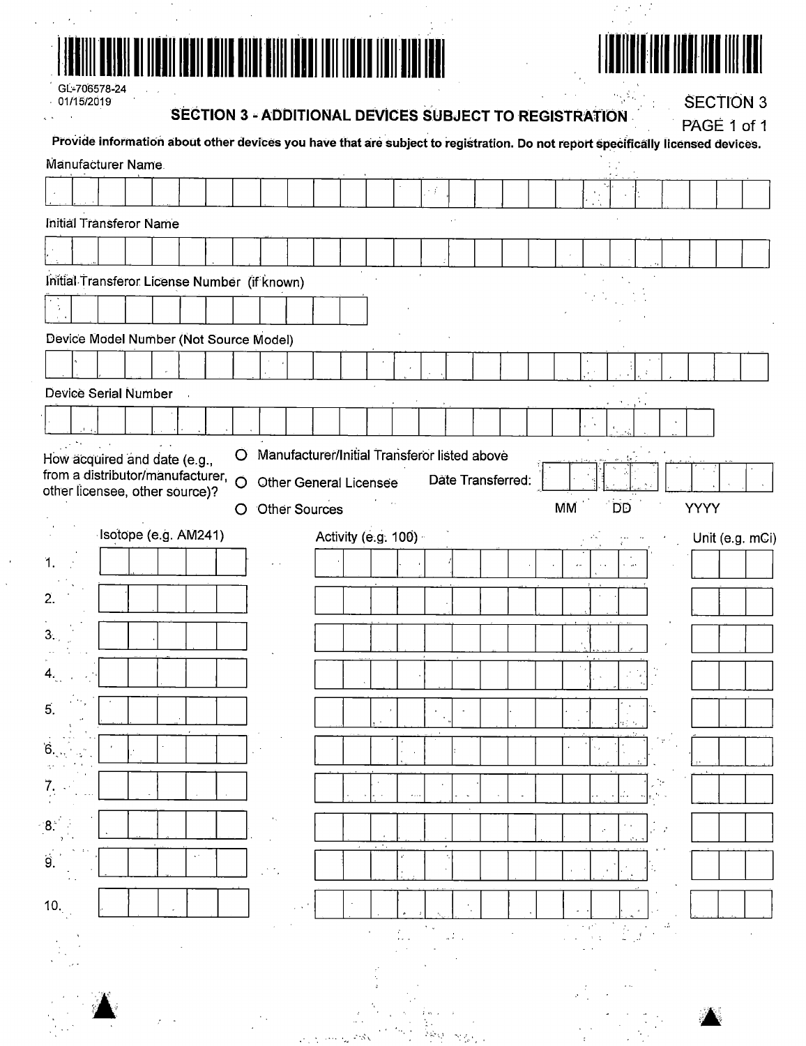GL-706578-24
01/15/2019

## SECTION 3 - ADDITIONAL DEVICES SUBJECT TO REGISTRATION

SECTION 3
PAGE 1 of 1

**Provide information about other devices you have that are subject to registration. Do not report specifically licensed devices.**

Manufacturer Name

Initial Transferor Name

Initial Transferor License Number (if known)

Device Model Number (Not Source Model)

Device Serial Number

How acquired and date (e.g., from a distributor/manufacturer, other licensee, other source)?

- O Manufacturer/Initial Transferor listed above
- O Other General Licensee
- O Other Sources

Date Transferred: MM DD YYYY

| | Isotope (e.g. AM241) | Activity (e.g. 100) | Unit (e.g. mCi) |
|---|---|---|---|
| 1. | | | |
| 2. | | | |
| 3. | | | |
| 4. | | | |
| 5. | | | |
| 6. | | | |
| 7. | | | |
| 8. | | | |
| 9. | | | |
| 10. | | | |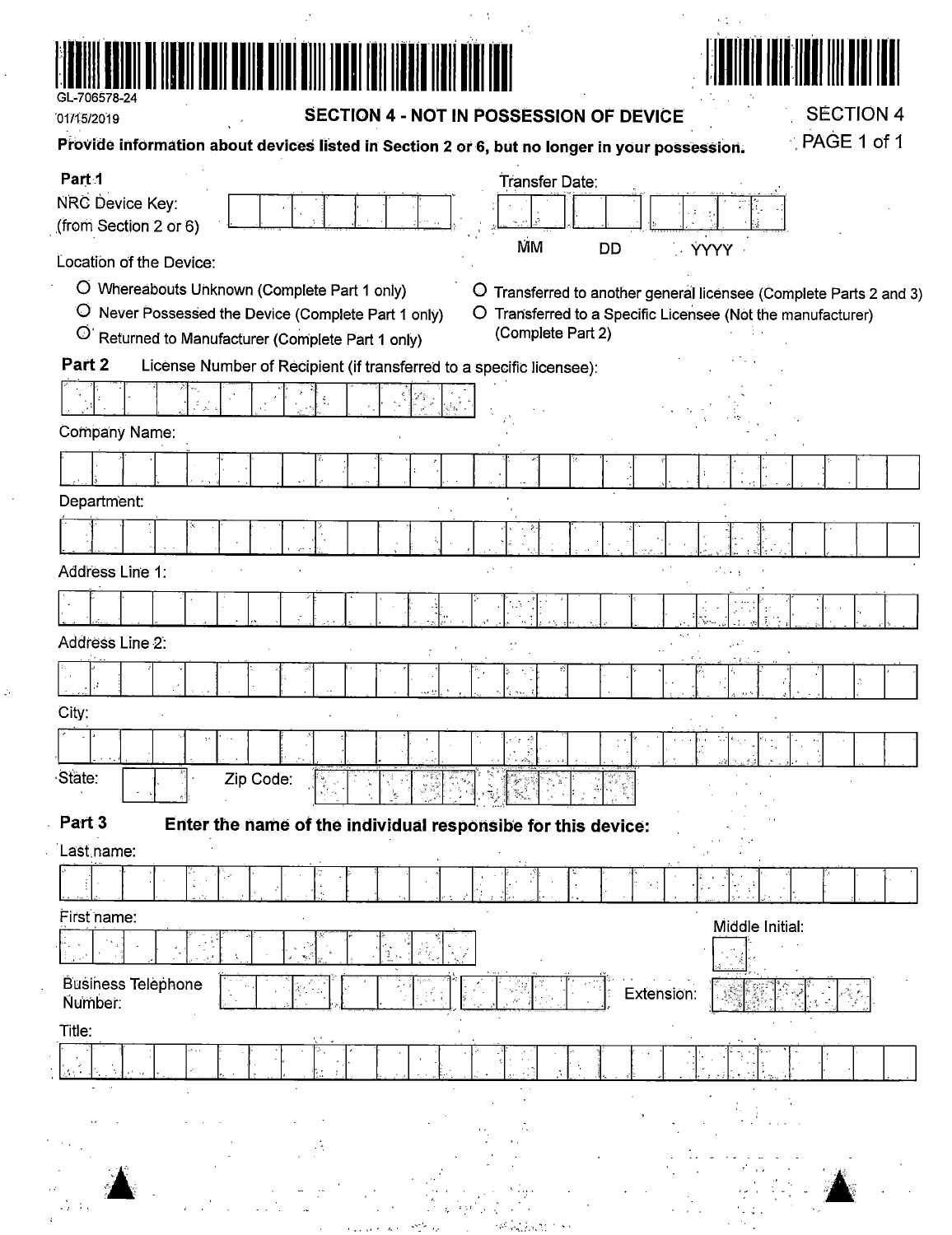GL-706578-24

01/15/2019

## SECTION 4 - NOT IN POSSESSION OF DEVICE

SECTION 4

**Provide information about devices listed in Section 2 or 6, but no longer in your possession.**

### Part 1

NRC Device Key: (from Section 2 or 6)

Transfer Date: MM DD YYYY

Location of the Device:

- ○ Whereabouts Unknown (Complete Part 1 only)
- ○ Never Possessed the Device (Complete Part 1 only)
- ○ Returned to Manufacturer (Complete Part 1 only)
- ○ Transferred to another general licensee (Complete Parts 2 and 3)
- ○ Transferred to a Specific Licensee (Not the manufacturer) (Complete Part 2)

### Part 2

License Number of Recipient (if transferred to a specific licensee):

Company Name:

Department:

Address Line 1:

Address Line 2:

City:

State: Zip Code:

### Part 3

**Enter the name of the individual responsibe for this device:**

Last name:

First name:

Middle Initial:

Business Telephone Number:

Extension:

Title: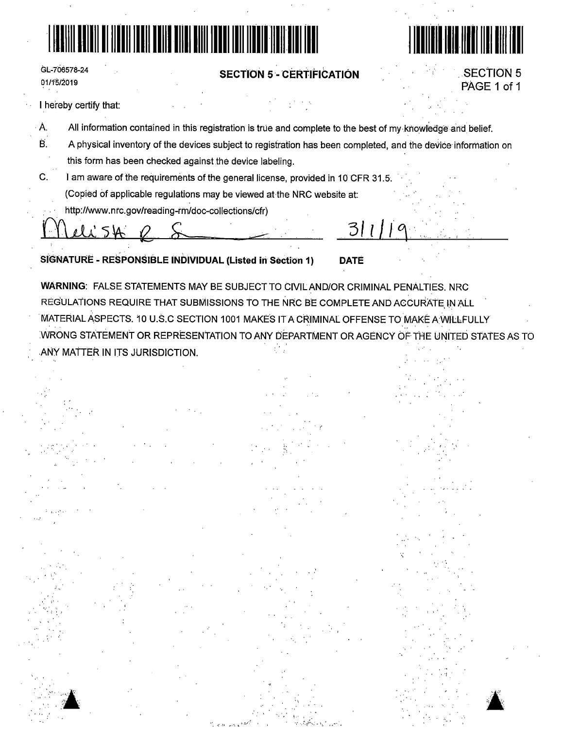GL-706578-24
01/15/2019

## SECTION 5 - CERTIFICATION

SECTION 5
PAGE 1 of 1

I hereby certify that:

A. All information contained in this registration is true and complete to the best of my knowledge and belief.

B. A physical inventory of the devices subject to registration has been completed, and the device information on this form has been checked against the device labeling.

C. I am aware of the requirements of the general license, provided in 10 CFR 31.5.
(Copied of applicable regulations may be viewed at the NRC website at:
http://www.nrc.gov/reading-rm/doc-collections/cfr)

Melissa R S______ 3/1/19

**SIGNATURE - RESPONSIBLE INDIVIDUAL (Listed in Section 1)** **DATE**

**WARNING**: FALSE STATEMENTS MAY BE SUBJECT TO CIVIL AND/OR CRIMINAL PENALTIES. NRC REGULATIONS REQUIRE THAT SUBMISSIONS TO THE NRC BE COMPLETE AND ACCURATE IN ALL MATERIAL ASPECTS. 10 U.S.C SECTION 1001 MAKES IT A CRIMINAL OFFENSE TO MAKE A WILLFULLY WRONG STATEMENT OR REPRESENTATION TO ANY DEPARTMENT OR AGENCY OF THE UNITED STATES AS TO ANY MATTER IN ITS JURISDICTION.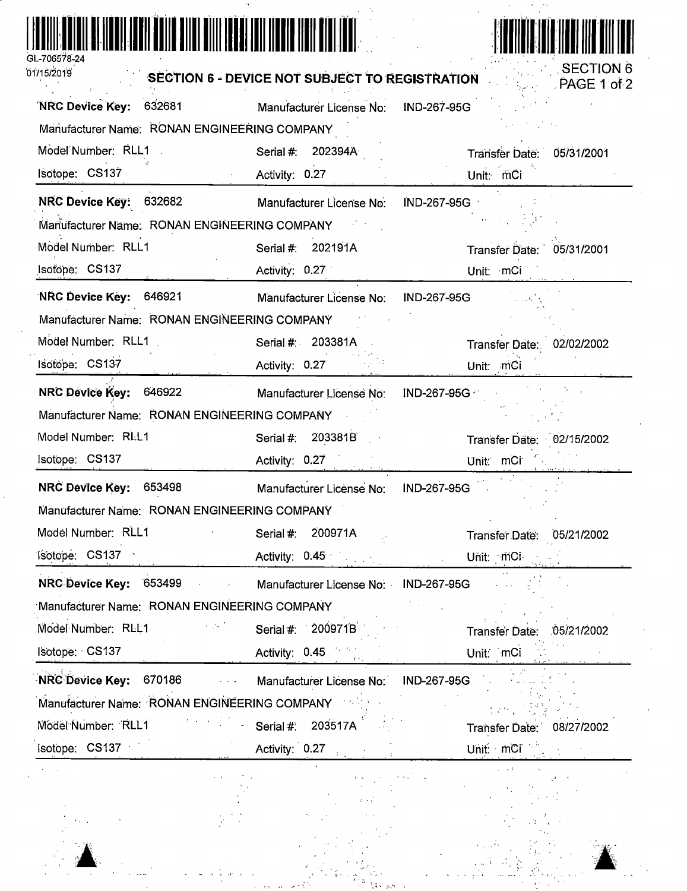GL-706578-24

01/15/2019

## SECTION 6 - DEVICE NOT SUBJECT TO REGISTRATION

**NRC Device Key:** 632681 Manufacturer License No: IND-267-95G
Manufacturer Name: RONAN ENGINEERING COMPANY
Model Number: RLL1 Serial #: 202394A Transfer Date: 05/31/2001
Isotope: CS137 Activity: 0.27 Unit: mCi

---

**NRC Device Key:** 632682 Manufacturer License No: IND-267-95G
Manufacturer Name: RONAN ENGINEERING COMPANY
Model Number: RLL1 Serial #: 202191A Transfer Date: 05/31/2001
Isotope: CS137 Activity: 0.27 Unit: mCi

---

**NRC Device Key:** 646921 Manufacturer License No: IND-267-95G
Manufacturer Name: RONAN ENGINEERING COMPANY
Model Number: RLL1 Serial #: 203381A Transfer Date: 02/02/2002
Isotope: CS137 Activity: 0.27 Unit: mCi

---

**NRC Device Key:** 646922 Manufacturer License No: IND-267-95G
Manufacturer Name: RONAN ENGINEERING COMPANY
Model Number: RLL1 Serial #: 203381B Transfer Date: 02/15/2002
Isotope: CS137 Activity: 0.27 Unit: mCi

---

**NRC Device Key:** 653498 Manufacturer License No: IND-267-95G
Manufacturer Name: RONAN ENGINEERING COMPANY
Model Number: RLL1 Serial #: 200971A Transfer Date: 05/21/2002
Isotope: CS137 Activity: 0.45 Unit: mCi

---

**NRC Device Key:** 653499 Manufacturer License No: IND-267-95G
Manufacturer Name: RONAN ENGINEERING COMPANY
Model Number: RLL1 Serial #: 200971B Transfer Date: 05/21/2002
Isotope: CS137 Activity: 0.45 Unit: mCi

---

**NRC Device Key:** 670186 Manufacturer License No: IND-267-95G
Manufacturer Name: RONAN ENGINEERING COMPANY
Model Number: RLL1 Serial #: 203517A Transfer Date: 08/27/2002
Isotope: CS137 Activity: 0.27 Unit: mCi

---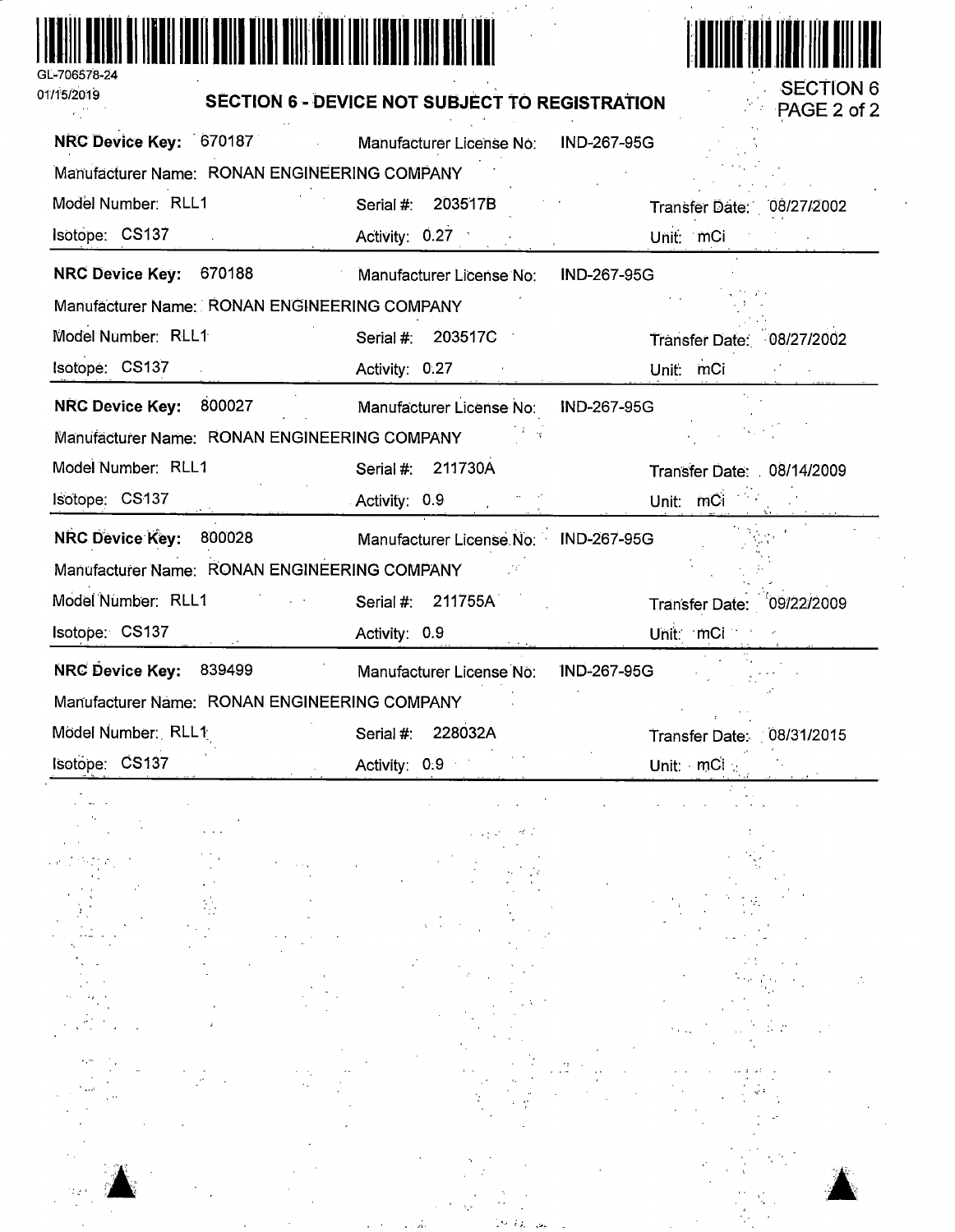GL-706578-24

01/15/2019

## SECTION 6 - DEVICE NOT SUBJECT TO REGISTRATION

SECTION 6
PAGE 2 of 2

**NRC Device Key:** 670187 Manufacturer License No: IND-267-95G

Manufacturer Name: RONAN ENGINEERING COMPANY

Model Number: RLL1 Serial #: 203517B Transfer Date: 08/27/2002

Isotope: CS137 Activity: 0.27 Unit: mCi

---

**NRC Device Key:** 670188 Manufacturer License No: IND-267-95G

Manufacturer Name: RONAN ENGINEERING COMPANY

Model Number: RLL1 Serial #: 203517C Transfer Date: 08/27/2002

Isotope: CS137 Activity: 0.27 Unit: mCi

---

**NRC Device Key:** 800027 Manufacturer License No: IND-267-95G

Manufacturer Name: RONAN ENGINEERING COMPANY

Model Number: RLL1 Serial #: 211730A Transfer Date: 08/14/2009

Isotope: CS137 Activity: 0.9 Unit: mCi

---

**NRC Device Key:** 800028 Manufacturer License No: IND-267-95G

Manufacturer Name: RONAN ENGINEERING COMPANY

Model Number: RLL1 Serial #: 211755A Transfer Date: 09/22/2009

Isotope: CS137 Activity: 0.9 Unit: mCi

---

**NRC Device Key:** 839499 Manufacturer License No: IND-267-95G

Manufacturer Name: RONAN ENGINEERING COMPANY

Model Number: RLL1 Serial #: 228032A Transfer Date: 08/31/2015

Isotope: CS137 Activity: 0.9 Unit: mCi

---